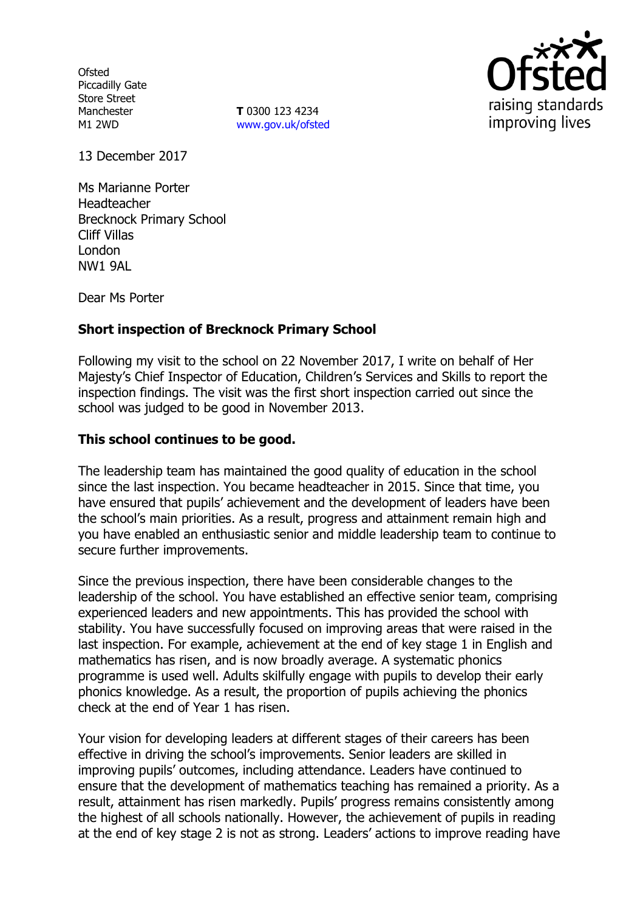Ofsted
Piccadilly Gate
Store Street
Manchester
M1 2WD

**T** 0300 123 4234
www.gov.uk/ofsted

13 December 2017

Ms Marianne Porter
Headteacher
Brecknock Primary School
Cliff Villas
London
NW1 9AL

Dear Ms Porter

**Short inspection of Brecknock Primary School**

Following my visit to the school on 22 November 2017, I write on behalf of Her Majesty's Chief Inspector of Education, Children's Services and Skills to report the inspection findings. The visit was the first short inspection carried out since the school was judged to be good in November 2013.

**This school continues to be good.**

The leadership team has maintained the good quality of education in the school since the last inspection. You became headteacher in 2015. Since that time, you have ensured that pupils' achievement and the development of leaders have been the school's main priorities. As a result, progress and attainment remain high and you have enabled an enthusiastic senior and middle leadership team to continue to secure further improvements.

Since the previous inspection, there have been considerable changes to the leadership of the school. You have established an effective senior team, comprising experienced leaders and new appointments. This has provided the school with stability. You have successfully focused on improving areas that were raised in the last inspection. For example, achievement at the end of key stage 1 in English and mathematics has risen, and is now broadly average. A systematic phonics programme is used well. Adults skilfully engage with pupils to develop their early phonics knowledge. As a result, the proportion of pupils achieving the phonics check at the end of Year 1 has risen.

Your vision for developing leaders at different stages of their careers has been effective in driving the school's improvements. Senior leaders are skilled in improving pupils' outcomes, including attendance. Leaders have continued to ensure that the development of mathematics teaching has remained a priority. As a result, attainment has risen markedly. Pupils' progress remains consistently among the highest of all schools nationally. However, the achievement of pupils in reading at the end of key stage 2 is not as strong. Leaders' actions to improve reading have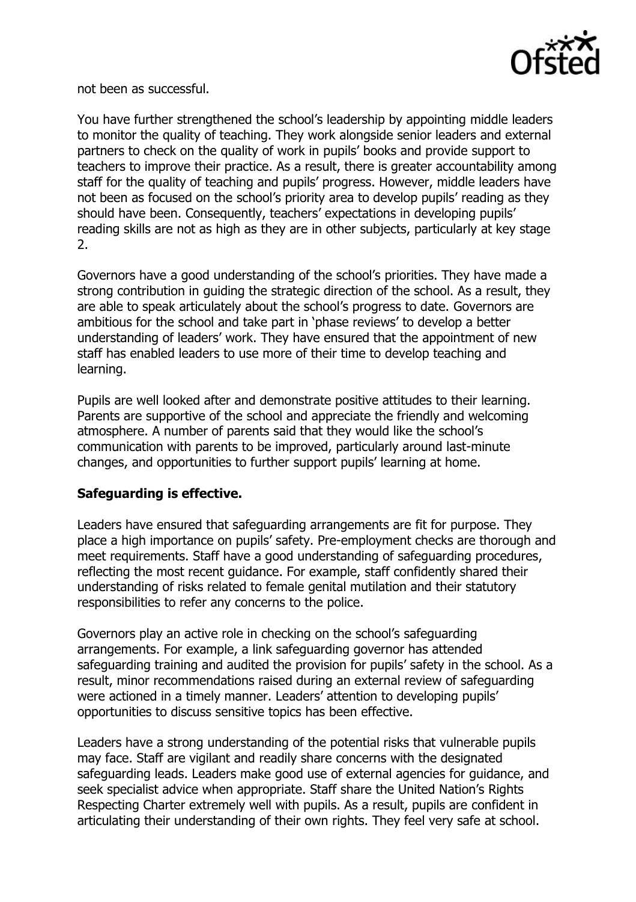not been as successful.

You have further strengthened the school's leadership by appointing middle leaders to monitor the quality of teaching. They work alongside senior leaders and external partners to check on the quality of work in pupils' books and provide support to teachers to improve their practice. As a result, there is greater accountability among staff for the quality of teaching and pupils' progress. However, middle leaders have not been as focused on the school's priority area to develop pupils' reading as they should have been. Consequently, teachers' expectations in developing pupils' reading skills are not as high as they are in other subjects, particularly at key stage 2.

Governors have a good understanding of the school's priorities. They have made a strong contribution in guiding the strategic direction of the school. As a result, they are able to speak articulately about the school's progress to date. Governors are ambitious for the school and take part in 'phase reviews' to develop a better understanding of leaders' work. They have ensured that the appointment of new staff has enabled leaders to use more of their time to develop teaching and learning.

Pupils are well looked after and demonstrate positive attitudes to their learning. Parents are supportive of the school and appreciate the friendly and welcoming atmosphere. A number of parents said that they would like the school's communication with parents to be improved, particularly around last-minute changes, and opportunities to further support pupils' learning at home.

**Safeguarding is effective.**

Leaders have ensured that safeguarding arrangements are fit for purpose. They place a high importance on pupils' safety. Pre-employment checks are thorough and meet requirements. Staff have a good understanding of safeguarding procedures, reflecting the most recent guidance. For example, staff confidently shared their understanding of risks related to female genital mutilation and their statutory responsibilities to refer any concerns to the police.

Governors play an active role in checking on the school's safeguarding arrangements. For example, a link safeguarding governor has attended safeguarding training and audited the provision for pupils' safety in the school. As a result, minor recommendations raised during an external review of safeguarding were actioned in a timely manner. Leaders' attention to developing pupils' opportunities to discuss sensitive topics has been effective.

Leaders have a strong understanding of the potential risks that vulnerable pupils may face. Staff are vigilant and readily share concerns with the designated safeguarding leads. Leaders make good use of external agencies for guidance, and seek specialist advice when appropriate. Staff share the United Nation's Rights Respecting Charter extremely well with pupils. As a result, pupils are confident in articulating their understanding of their own rights. They feel very safe at school.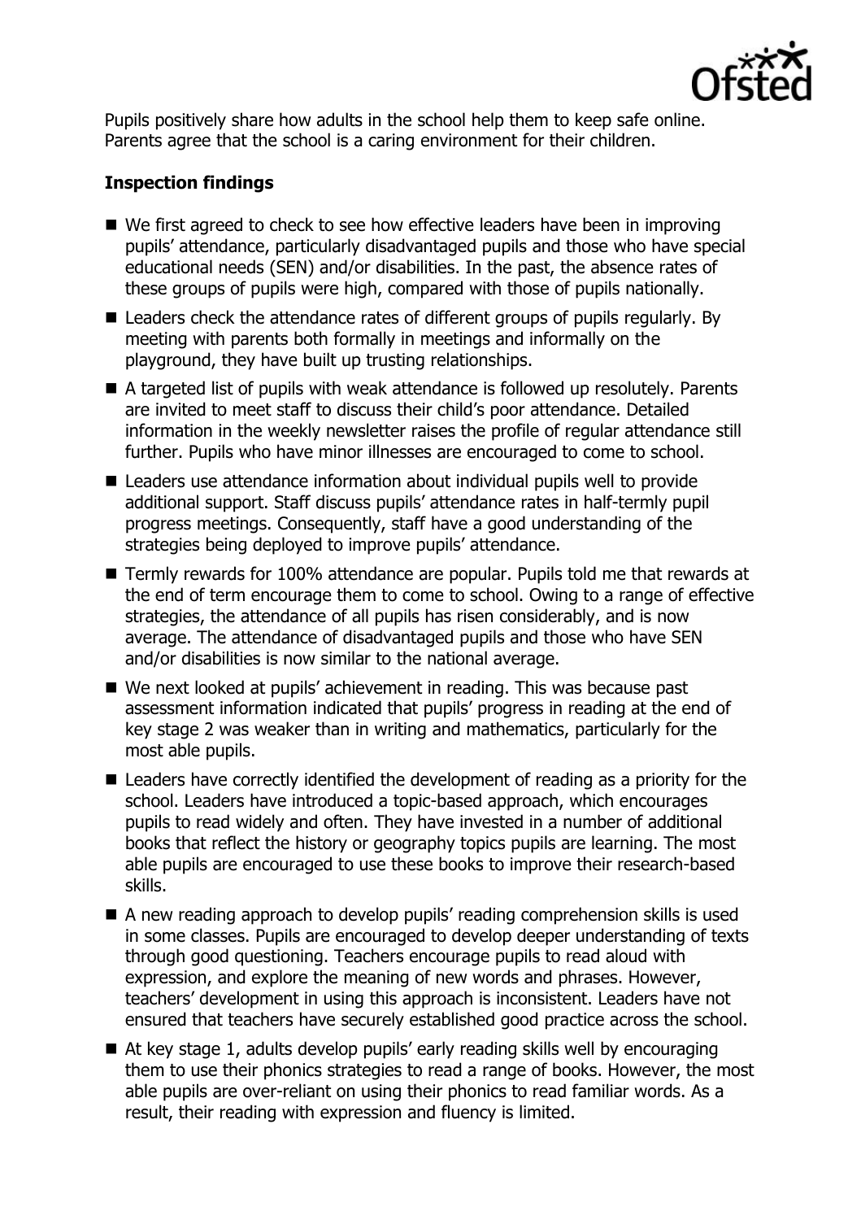Pupils positively share how adults in the school help them to keep safe online. Parents agree that the school is a caring environment for their children.

## Inspection findings

- We first agreed to check to see how effective leaders have been in improving pupils' attendance, particularly disadvantaged pupils and those who have special educational needs (SEN) and/or disabilities. In the past, the absence rates of these groups of pupils were high, compared with those of pupils nationally.
- Leaders check the attendance rates of different groups of pupils regularly. By meeting with parents both formally in meetings and informally on the playground, they have built up trusting relationships.
- A targeted list of pupils with weak attendance is followed up resolutely. Parents are invited to meet staff to discuss their child's poor attendance. Detailed information in the weekly newsletter raises the profile of regular attendance still further. Pupils who have minor illnesses are encouraged to come to school.
- Leaders use attendance information about individual pupils well to provide additional support. Staff discuss pupils' attendance rates in half-termly pupil progress meetings. Consequently, staff have a good understanding of the strategies being deployed to improve pupils' attendance.
- Termly rewards for 100% attendance are popular. Pupils told me that rewards at the end of term encourage them to come to school. Owing to a range of effective strategies, the attendance of all pupils has risen considerably, and is now average. The attendance of disadvantaged pupils and those who have SEN and/or disabilities is now similar to the national average.
- We next looked at pupils' achievement in reading. This was because past assessment information indicated that pupils' progress in reading at the end of key stage 2 was weaker than in writing and mathematics, particularly for the most able pupils.
- Leaders have correctly identified the development of reading as a priority for the school. Leaders have introduced a topic-based approach, which encourages pupils to read widely and often. They have invested in a number of additional books that reflect the history or geography topics pupils are learning. The most able pupils are encouraged to use these books to improve their research-based skills.
- A new reading approach to develop pupils' reading comprehension skills is used in some classes. Pupils are encouraged to develop deeper understanding of texts through good questioning. Teachers encourage pupils to read aloud with expression, and explore the meaning of new words and phrases. However, teachers' development in using this approach is inconsistent. Leaders have not ensured that teachers have securely established good practice across the school.
- At key stage 1, adults develop pupils' early reading skills well by encouraging them to use their phonics strategies to read a range of books. However, the most able pupils are over-reliant on using their phonics to read familiar words. As a result, their reading with expression and fluency is limited.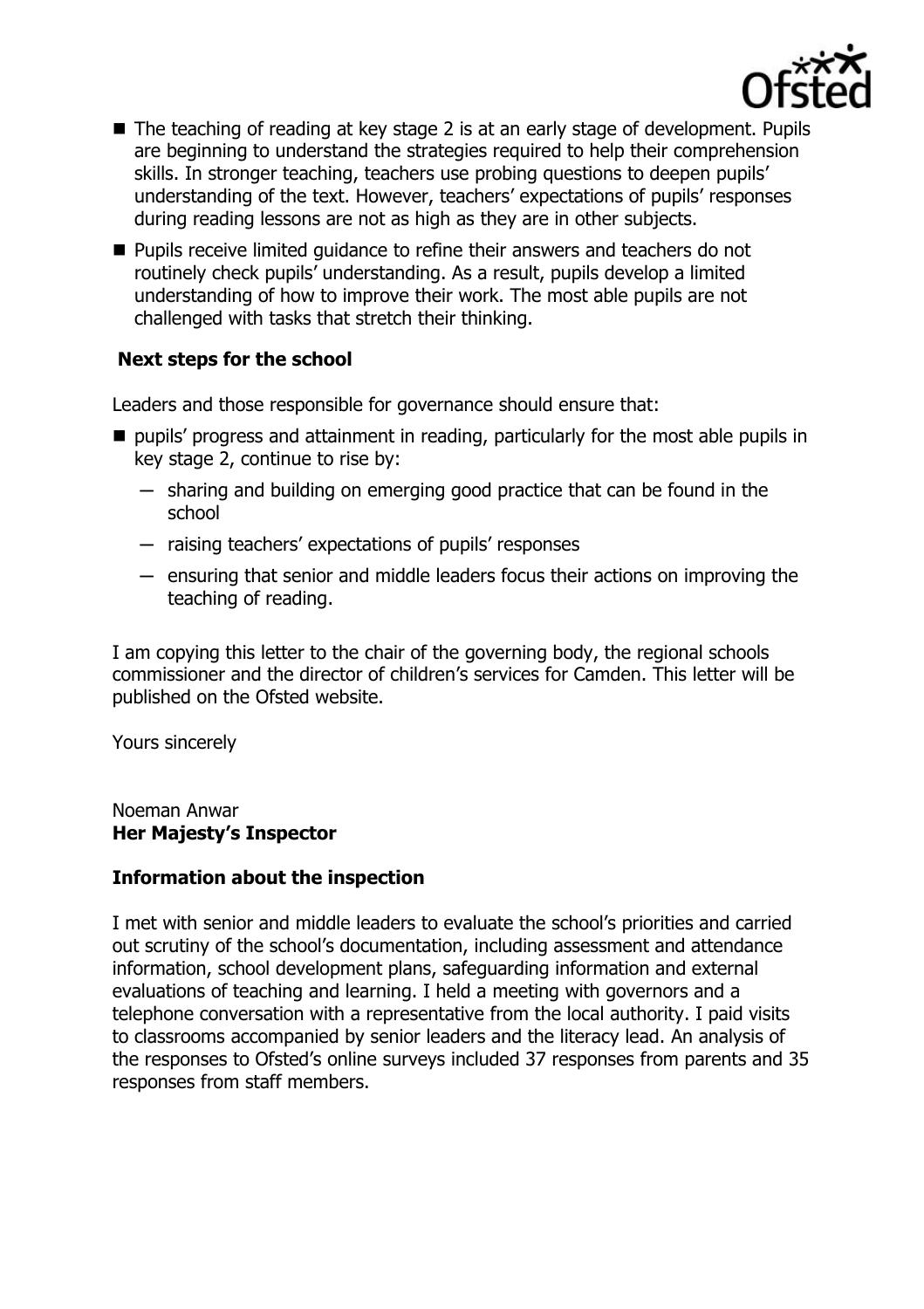- The teaching of reading at key stage 2 is at an early stage of development. Pupils are beginning to understand the strategies required to help their comprehension skills. In stronger teaching, teachers use probing questions to deepen pupils' understanding of the text. However, teachers' expectations of pupils' responses during reading lessons are not as high as they are in other subjects.
- Pupils receive limited guidance to refine their answers and teachers do not routinely check pupils' understanding. As a result, pupils develop a limited understanding of how to improve their work. The most able pupils are not challenged with tasks that stretch their thinking.

### Next steps for the school

Leaders and those responsible for governance should ensure that:

- pupils' progress and attainment in reading, particularly for the most able pupils in key stage 2, continue to rise by:
  - sharing and building on emerging good practice that can be found in the school
  - raising teachers' expectations of pupils' responses
  - ensuring that senior and middle leaders focus their actions on improving the teaching of reading.

I am copying this letter to the chair of the governing body, the regional schools commissioner and the director of children's services for Camden. This letter will be published on the Ofsted website.

Yours sincerely

Noeman Anwar
**Her Majesty's Inspector**

### Information about the inspection

I met with senior and middle leaders to evaluate the school's priorities and carried out scrutiny of the school's documentation, including assessment and attendance information, school development plans, safeguarding information and external evaluations of teaching and learning. I held a meeting with governors and a telephone conversation with a representative from the local authority. I paid visits to classrooms accompanied by senior leaders and the literacy lead. An analysis of the responses to Ofsted's online surveys included 37 responses from parents and 35 responses from staff members.